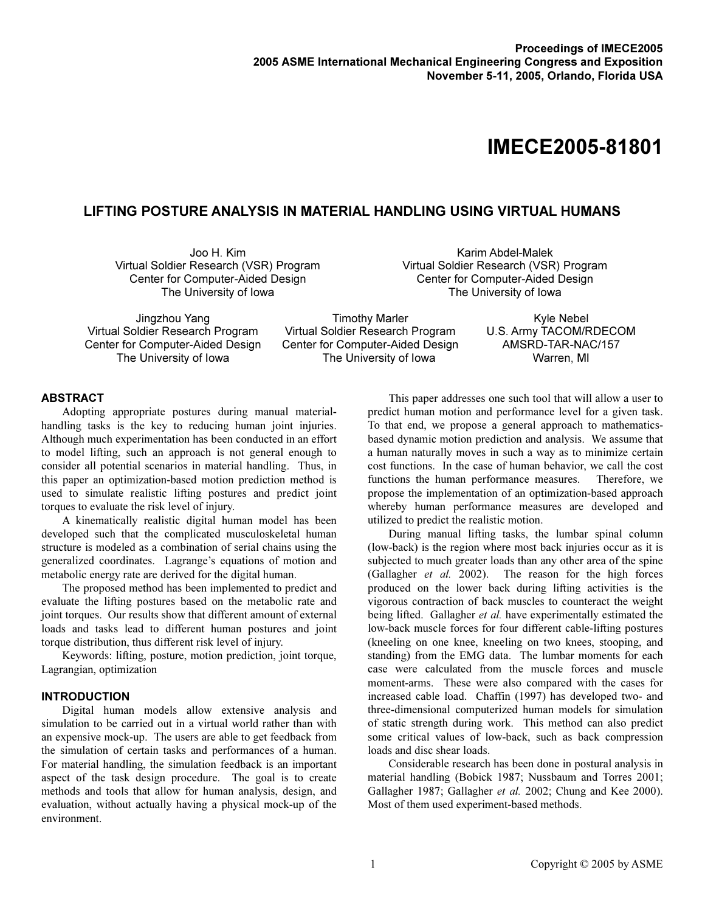Proceedings of IMECE2005
2005 ASME International Mechanical Engineering Congress and Exposition
November 5-11, 2005, Orlando, Florida USA

# IMECE2005-81801

## LIFTING POSTURE ANALYSIS IN MATERIAL HANDLING USING VIRTUAL HUMANS

Joo H. Kim
Virtual Soldier Research (VSR) Program
Center for Computer-Aided Design
The University of Iowa

Karim Abdel-Malek
Virtual Soldier Research (VSR) Program
Center for Computer-Aided Design
The University of Iowa

Jingzhou Yang
Virtual Soldier Research Program
Center for Computer-Aided Design
The University of Iowa

Timothy Marler
Virtual Soldier Research Program
Center for Computer-Aided Design
The University of Iowa

Kyle Nebel
U.S. Army TACOM/RDECOM
AMSRD-TAR-NAC/157
Warren, MI

### ABSTRACT

Adopting appropriate postures during manual material-handling tasks is the key to reducing human joint injuries. Although much experimentation has been conducted in an effort to model lifting, such an approach is not general enough to consider all potential scenarios in material handling. Thus, in this paper an optimization-based motion prediction method is used to simulate realistic lifting postures and predict joint torques to evaluate the risk level of injury.

A kinematically realistic digital human model has been developed such that the complicated musculoskeletal human structure is modeled as a combination of serial chains using the generalized coordinates. Lagrange's equations of motion and metabolic energy rate are derived for the digital human.

The proposed method has been implemented to predict and evaluate the lifting postures based on the metabolic rate and joint torques. Our results show that different amount of external loads and tasks lead to different human postures and joint torque distribution, thus different risk level of injury.

Keywords: lifting, posture, motion prediction, joint torque, Lagrangian, optimization

### INTRODUCTION

Digital human models allow extensive analysis and simulation to be carried out in a virtual world rather than with an expensive mock-up. The users are able to get feedback from the simulation of certain tasks and performances of a human. For material handling, the simulation feedback is an important aspect of the task design procedure. The goal is to create methods and tools that allow for human analysis, design, and evaluation, without actually having a physical mock-up of the environment.

This paper addresses one such tool that will allow a user to predict human motion and performance level for a given task. To that end, we propose a general approach to mathematics-based dynamic motion prediction and analysis. We assume that a human naturally moves in such a way as to minimize certain cost functions. In the case of human behavior, we call the cost functions the human performance measures. Therefore, we propose the implementation of an optimization-based approach whereby human performance measures are developed and utilized to predict the realistic motion.

During manual lifting tasks, the lumbar spinal column (low-back) is the region where most back injuries occur as it is subjected to much greater loads than any other area of the spine (Gallagher *et al.* 2002). The reason for the high forces produced on the lower back during lifting activities is the vigorous contraction of back muscles to counteract the weight being lifted. Gallagher *et al.* have experimentally estimated the low-back muscle forces for four different cable-lifting postures (kneeling on one knee, kneeling on two knees, stooping, and standing) from the EMG data. The lumbar moments for each case were calculated from the muscle forces and muscle moment-arms. These were also compared with the cases for increased cable load. Chaffin (1997) has developed two- and three-dimensional computerized human models for simulation of static strength during work. This method can also predict some critical values of low-back, such as back compression loads and disc shear loads.

Considerable research has been done in postural analysis in material handling (Bobick 1987; Nussbaum and Torres 2001; Gallagher 1987; Gallagher *et al.* 2002; Chung and Kee 2000). Most of them used experiment-based methods.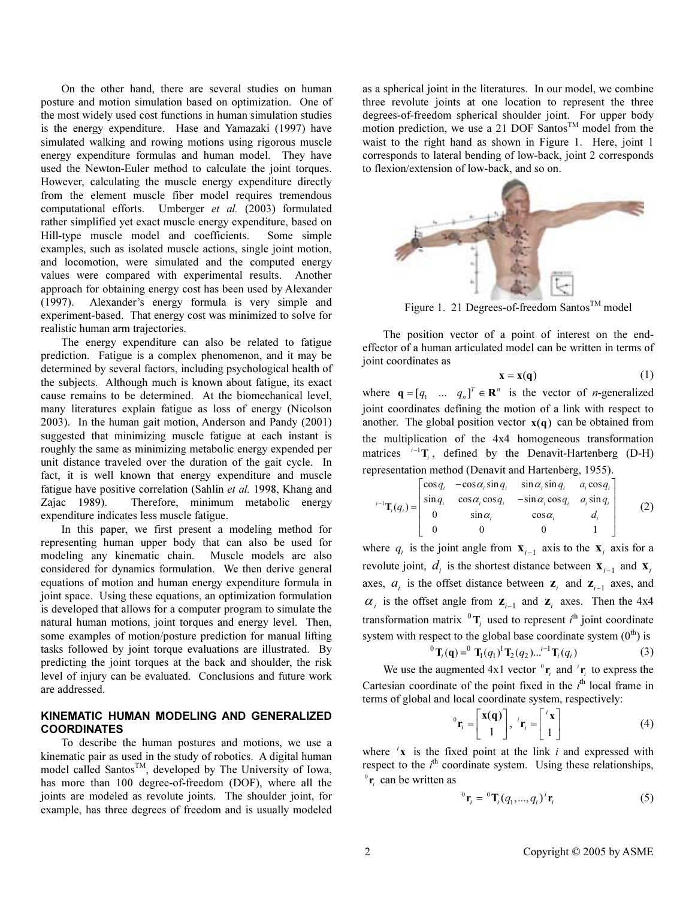On the other hand, there are several studies on human posture and motion simulation based on optimization. One of the most widely used cost functions in human simulation studies is the energy expenditure. Hase and Yamazaki (1997) have simulated walking and rowing motions using rigorous muscle energy expenditure formulas and human model. They have used the Newton-Euler method to calculate the joint torques. However, calculating the muscle energy expenditure directly from the element muscle fiber model requires tremendous computational efforts. Umberger *et al.* (2003) formulated rather simplified yet exact muscle energy expenditure, based on Hill-type muscle model and coefficients. Some simple examples, such as isolated muscle actions, single joint motion, and locomotion, were simulated and the computed energy values were compared with experimental results. Another approach for obtaining energy cost has been used by Alexander (1997). Alexander's energy formula is very simple and experiment-based. That energy cost was minimized to solve for realistic human arm trajectories.

The energy expenditure can also be related to fatigue prediction. Fatigue is a complex phenomenon, and it may be determined by several factors, including psychological health of the subjects. Although much is known about fatigue, its exact cause remains to be determined. At the biomechanical level, many literatures explain fatigue as loss of energy (Nicolson 2003). In the human gait motion, Anderson and Pandy (2001) suggested that minimizing muscle fatigue at each instant is roughly the same as minimizing metabolic energy expended per unit distance traveled over the duration of the gait cycle. In fact, it is well known that energy expenditure and muscle fatigue have positive correlation (Sahlin *et al.* 1998, Khang and Zajac 1989). Therefore, minimum metabolic energy expenditure indicates less muscle fatigue.

In this paper, we first present a modeling method for representing human upper body that can also be used for modeling any kinematic chain. Muscle models are also considered for dynamics formulation. We then derive general equations of motion and human energy expenditure formula in joint space. Using these equations, an optimization formulation is developed that allows for a computer program to simulate the natural human motions, joint torques and energy level. Then, some examples of motion/posture prediction for manual lifting tasks followed by joint torque evaluations are illustrated. By predicting the joint torques at the back and shoulder, the risk level of injury can be evaluated. Conclusions and future work are addressed.

## KINEMATIC HUMAN MODELING AND GENERALIZED COORDINATES

To describe the human postures and motions, we use a kinematic pair as used in the study of robotics. A digital human model called Santos™, developed by The University of Iowa, has more than 100 degree-of-freedom (DOF), where all the joints are modeled as revolute joints. The shoulder joint, for example, has three degrees of freedom and is usually modeled as a spherical joint in the literatures. In our model, we combine three revolute joints at one location to represent the three degrees-of-freedom spherical shoulder joint. For upper body motion prediction, we use a 21 DOF Santos™ model from the waist to the right hand as shown in Figure 1. Here, joint 1 corresponds to lateral bending of low-back, joint 2 corresponds to flexion/extension of low-back, and so on.

Figure 1. 21 Degrees-of-freedom Santos™ model

The position vector of a point of interest on the end-effector of a human articulated model can be written in terms of joint coordinates as

$$\mathbf{x} = \mathbf{x}(\mathbf{q}) \tag{1}$$

where $\mathbf{q} = [q_1 \quad \ldots \quad q_n]^T \in \mathbf{R}^n$ is the vector of $n$-generalized joint coordinates defining the motion of a link with respect to another. The global position vector $\mathbf{x}(\mathbf{q})$ can be obtained from the multiplication of the 4x4 homogeneous transformation matrices ${}^{i-1}\mathbf{T}_i$, defined by the Denavit-Hartenberg (D-H) representation method (Denavit and Hartenberg, 1955).

$${}^{i-1}\mathbf{T}_i(q_i) = \begin{bmatrix} \cos q_i & -\cos\alpha_i \sin q_i & \sin\alpha_i \sin q_i & a_i \cos q_i \\ \sin q_i & \cos\alpha_i \cos q_i & -\sin\alpha_i \cos q_i & a_i \sin q_i \\ 0 & \sin\alpha_i & \cos\alpha_i & d_i \\ 0 & 0 & 0 & 1 \end{bmatrix} \tag{2}$$

where $q_i$ is the joint angle from $\mathbf{x}_{i-1}$ axis to the $\mathbf{x}_i$ axis for a revolute joint, $d_i$ is the shortest distance between $\mathbf{x}_{i-1}$ and $\mathbf{x}_i$ axes, $a_i$ is the offset distance between $\mathbf{z}_i$ and $\mathbf{z}_{i-1}$ axes, and $\alpha_i$ is the offset angle from $\mathbf{z}_{i-1}$ and $\mathbf{z}_i$ axes. Then the 4x4 transformation matrix ${}^0\mathbf{T}_i$ used to represent $i^{\text{th}}$ joint coordinate system with respect to the global base coordinate system ($0^{\text{th}}$) is

$${}^0\mathbf{T}_i(\mathbf{q}) = {}^0\mathbf{T}_1(q_1)\,{}^1\mathbf{T}_2(q_2) \ldots {}^{i-1}\mathbf{T}_i(q_i) \tag{3}$$

We use the augmented 4x1 vector ${}^0\mathbf{r}_i$ and ${}^i\mathbf{r}_i$ to express the Cartesian coordinate of the point fixed in the $i^{\text{th}}$ local frame in terms of global and local coordinate system, respectively:

$${}^0\mathbf{r}_i = \begin{bmatrix} \mathbf{x}(\mathbf{q}) \\ 1 \end{bmatrix}, \quad {}^i\mathbf{r}_i = \begin{bmatrix} {}^i\mathbf{x} \\ 1 \end{bmatrix} \tag{4}$$

where ${}^i\mathbf{x}$ is the fixed point at the link $i$ and expressed with respect to the $i^{\text{th}}$ coordinate system. Using these relationships, ${}^0\mathbf{r}_i$ can be written as

$${}^0\mathbf{r}_i = {}^0\mathbf{T}_i(q_1, \ldots, q_i)\,{}^i\mathbf{r}_i \tag{5}$$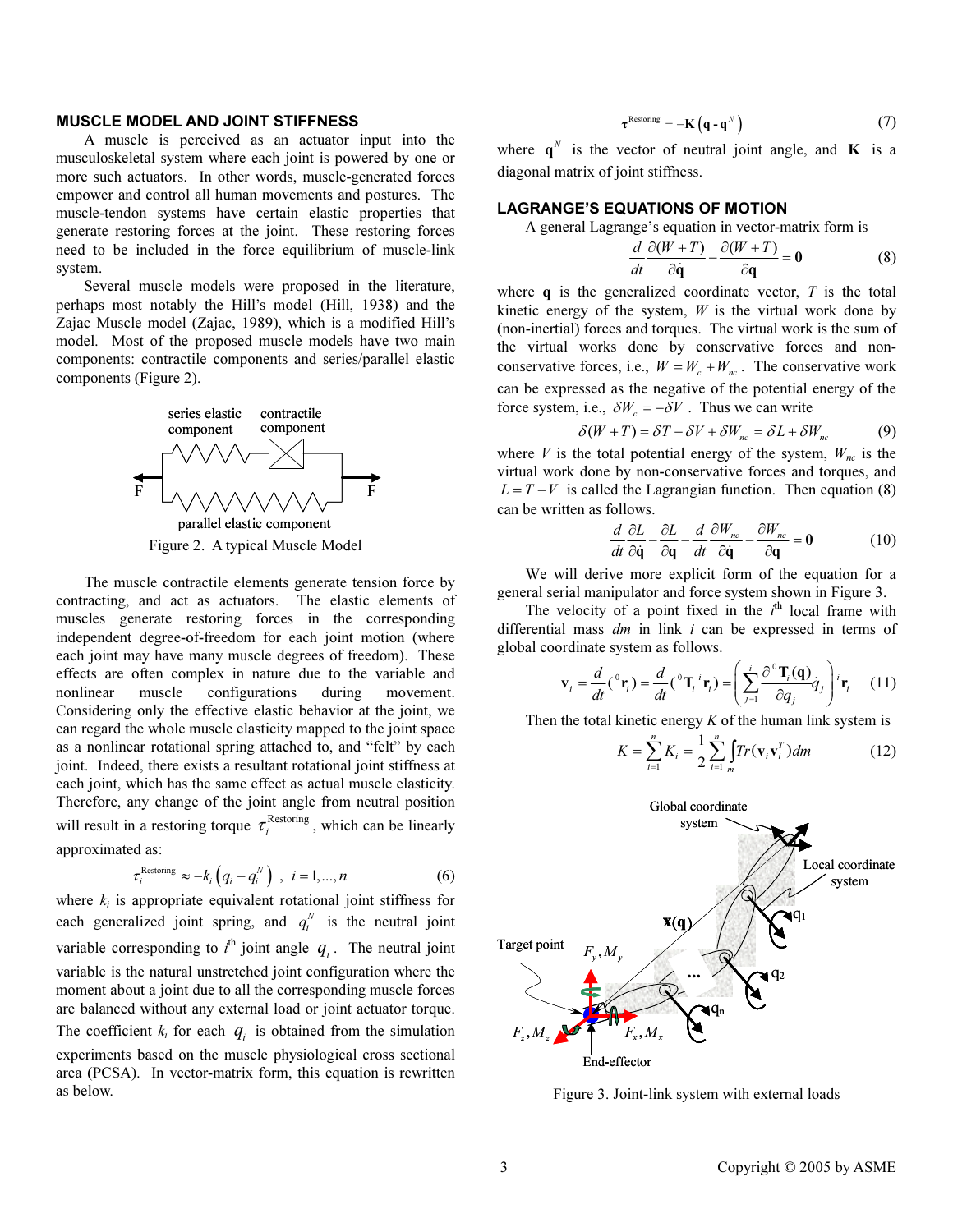## MUSCLE MODEL AND JOINT STIFFNESS

A muscle is perceived as an actuator input into the musculoskeletal system where each joint is powered by one or more such actuators. In other words, muscle-generated forces empower and control all human movements and postures. The muscle-tendon systems have certain elastic properties that generate restoring forces at the joint. These restoring forces need to be included in the force equilibrium of muscle-link system.

Several muscle models were proposed in the literature, perhaps most notably the Hill's model (Hill, 1938) and the Zajac Muscle model (Zajac, 1989), which is a modified Hill's model. Most of the proposed muscle models have two main components: contractile components and series/parallel elastic components (Figure 2).

series elastic component, contractile component, F, F, parallel elastic component

Figure 2. A typical Muscle Model

The muscle contractile elements generate tension force by contracting, and act as actuators. The elastic elements of muscles generate restoring forces in the corresponding independent degree-of-freedom for each joint motion (where each joint may have many muscle degrees of freedom). These effects are often complex in nature due to the variable and nonlinear muscle configurations during movement. Considering only the effective elastic behavior at the joint, we can regard the whole muscle elasticity mapped to the joint space as a nonlinear rotational spring attached to, and "felt" by each joint. Indeed, there exists a resultant rotational joint stiffness at each joint, which has the same effect as actual muscle elasticity. Therefore, any change of the joint angle from neutral position will result in a restoring torque $\tau_i^{\text{Restoring}}$, which can be linearly approximated as:

$$\tau_i^{\text{Restoring}} \approx -k_i\left(q_i - q_i^N\right) \ , \ i = 1,...,n \tag{6}$$

where $k_i$ is appropriate equivalent rotational joint stiffness for each generalized joint spring, and $q_i^N$ is the neutral joint variable corresponding to $i^{\text{th}}$ joint angle $q_i$. The neutral joint variable is the natural unstretched joint configuration where the moment about a joint due to all the corresponding muscle forces are balanced without any external load or joint actuator torque. The coefficient $k_i$ for each $q_i$ is obtained from the simulation experiments based on the muscle physiological cross sectional area (PCSA). In vector-matrix form, this equation is rewritten as below.

$$\boldsymbol{\tau}^{\text{Restoring}} = -\mathbf{K}\left(\mathbf{q} - \mathbf{q}^N\right) \tag{7}$$

where $\mathbf{q}^N$ is the vector of neutral joint angle, and $\mathbf{K}$ is a diagonal matrix of joint stiffness.

## LAGRANGE'S EQUATIONS OF MOTION

A general Lagrange's equation in vector-matrix form is

$$\frac{d}{dt}\frac{\partial(W+T)}{\partial \dot{\mathbf{q}}} - \frac{\partial(W+T)}{\partial \mathbf{q}} = \mathbf{0} \tag{8}$$

where $\mathbf{q}$ is the generalized coordinate vector, $T$ is the total kinetic energy of the system, $W$ is the virtual work done by (non-inertial) forces and torques. The virtual work is the sum of the virtual works done by conservative forces and non-conservative forces, i.e., $W = W_c + W_{nc}$. The conservative work can be expressed as the negative of the potential energy of the force system, i.e., $\delta W_c = -\delta V$. Thus we can write

$$\delta(W+T) = \delta T - \delta V + \delta W_{nc} = \delta L + \delta W_{nc} \tag{9}$$

where $V$ is the total potential energy of the system, $W_{nc}$ is the virtual work done by non-conservative forces and torques, and $L = T - V$ is called the Lagrangian function. Then equation (8) can be written as follows.

$$\frac{d}{dt}\frac{\partial L}{\partial \dot{\mathbf{q}}} - \frac{\partial L}{\partial \mathbf{q}} - \frac{d}{dt}\frac{\partial W_{nc}}{\partial \dot{\mathbf{q}}} - \frac{\partial W_{nc}}{\partial \mathbf{q}} = \mathbf{0} \tag{10}$$

We will derive more explicit form of the equation for a general serial manipulator and force system shown in Figure 3.

The velocity of a point fixed in the $i^{\text{th}}$ local frame with differential mass $dm$ in link $i$ can be expressed in terms of global coordinate system as follows.

$$\mathbf{v}_i = \frac{d}{dt}\left({}^0\mathbf{r}_i\right) = \frac{d}{dt}\left({}^0\mathbf{T}_i\,{}^i\mathbf{r}_i\right) = \left(\sum_{j=1}^{i}\frac{\partial\,{}^0\mathbf{T}_i(\mathbf{q})}{\partial q_j}\dot{q}_j\right){}^i\mathbf{r}_i \tag{11}$$

Then the total kinetic energy $K$ of the human link system is

$$K = \sum_{i=1}^{n} K_i = \frac{1}{2}\sum_{i=1}^{n}\int_m Tr(\mathbf{v}_i\mathbf{v}_i^T)dm \tag{12}$$

Figure 3. Joint-link system with external loads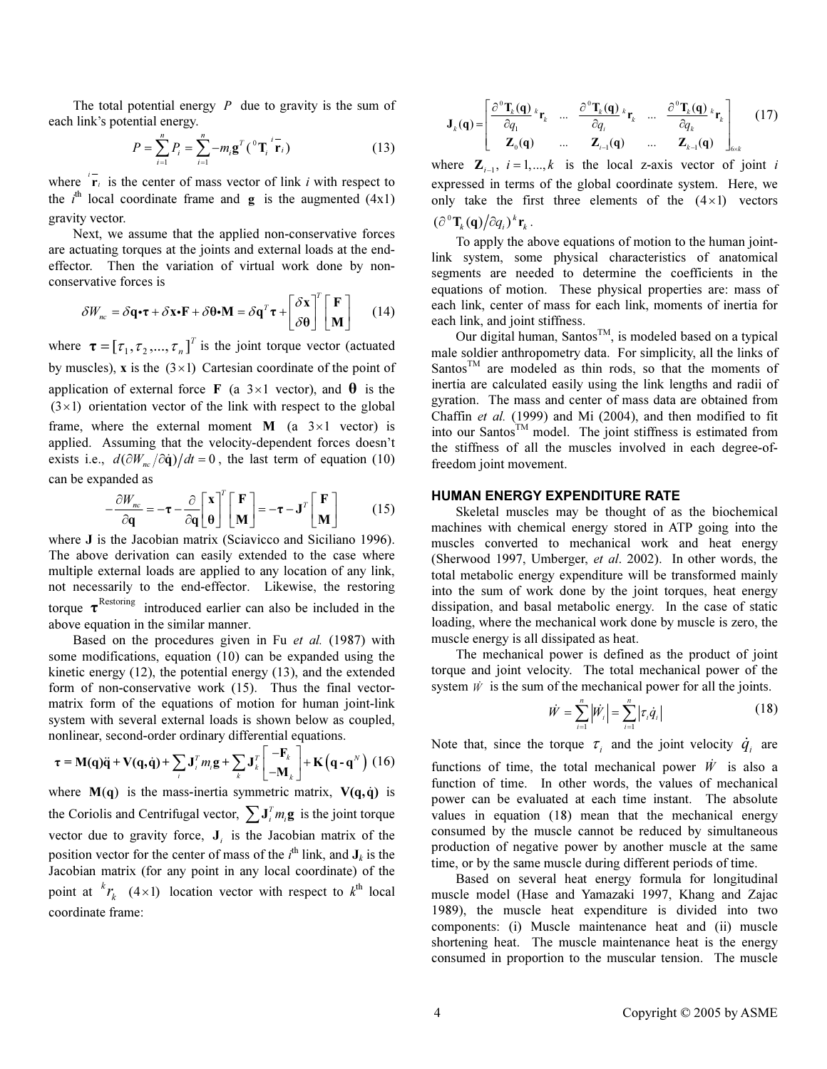The total potential energy $P$ due to gravity is the sum of each link's potential energy.

$$P = \sum_{i=1}^{n} P_i = \sum_{i=1}^{n} -m_i \mathbf{g}^T \left( {}^0\mathbf{T}_i \, {}^i\bar{\mathbf{r}}_i \right) \tag{13}$$

where ${}^i\bar{\mathbf{r}}_i$ is the center of mass vector of link $i$ with respect to the $i^{\text{th}}$ local coordinate frame and $\mathbf{g}$ is the augmented (4x1) gravity vector.

Next, we assume that the applied non-conservative forces are actuating torques at the joints and external loads at the end-effector. Then the variation of virtual work done by non-conservative forces is

$$\delta W_{nc} = \delta \mathbf{q} \bullet \boldsymbol{\tau} + \delta \mathbf{x} \bullet \mathbf{F} + \delta \boldsymbol{\theta} \bullet \mathbf{M} = \delta \mathbf{q}^T \boldsymbol{\tau} + \begin{bmatrix} \delta \mathbf{x} \\ \delta \boldsymbol{\theta} \end{bmatrix}^T \begin{bmatrix} \mathbf{F} \\ \mathbf{M} \end{bmatrix} \tag{14}$$

where $\boldsymbol{\tau} = [\tau_1, \tau_2, ..., \tau_n]^T$ is the joint torque vector (actuated by muscles), $\mathbf{x}$ is the $(3 \times 1)$ Cartesian coordinate of the point of application of external force $\mathbf{F}$ (a $3 \times 1$ vector), and $\boldsymbol{\theta}$ is the $(3 \times 1)$ orientation vector of the link with respect to the global frame, where the external moment $\mathbf{M}$ (a $3 \times 1$ vector) is applied. Assuming that the velocity-dependent forces doesn't exists i.e., $d(\partial W_{nc} / \partial \dot{\mathbf{q}}) / dt = 0$, the last term of equation (10) can be expanded as

$$-\frac{\partial W_{nc}}{\partial \mathbf{q}} = -\boldsymbol{\tau} - \frac{\partial}{\partial \mathbf{q}} \begin{bmatrix} \mathbf{x} \\ \boldsymbol{\theta} \end{bmatrix}^T \begin{bmatrix} \mathbf{F} \\ \mathbf{M} \end{bmatrix} = -\boldsymbol{\tau} - \mathbf{J}^T \begin{bmatrix} \mathbf{F} \\ \mathbf{M} \end{bmatrix} \tag{15}$$

where $\mathbf{J}$ is the Jacobian matrix (Sciavicco and Siciliano 1996). The above derivation can easily extended to the case where multiple external loads are applied to any location of any link, not necessarily to the end-effector. Likewise, the restoring torque $\boldsymbol{\tau}^{\text{Restoring}}$ introduced earlier can also be included in the above equation in the similar manner.

Based on the procedures given in Fu *et al.* (1987) with some modifications, equation (10) can be expanded using the kinetic energy (12), the potential energy (13), and the extended form of non-conservative work (15). Thus the final vector-matrix form of the equations of motion for human joint-link system with several external loads is shown below as coupled, nonlinear, second-order ordinary differential equations.

$$\boldsymbol{\tau} = \mathbf{M}(\mathbf{q})\ddot{\mathbf{q}} + \mathbf{V}(\mathbf{q}, \dot{\mathbf{q}}) + \sum_i \mathbf{J}_i^T m_i \mathbf{g} + \sum_k \mathbf{J}_k^T \begin{bmatrix} -\mathbf{F}_k \\ -\mathbf{M}_k \end{bmatrix} + \mathbf{K}\left(\mathbf{q} - \mathbf{q}^N\right) \tag{16}$$

where $\mathbf{M}(\mathbf{q})$ is the mass-inertia symmetric matrix, $\mathbf{V}(\mathbf{q}, \dot{\mathbf{q}})$ is the Coriolis and Centrifugal vector, $\sum \mathbf{J}_i^T m_i \mathbf{g}$ is the joint torque vector due to gravity force, $\mathbf{J}_i$ is the Jacobian matrix of the position vector for the center of mass of the $i^{\text{th}}$ link, and $\mathbf{J}_k$ is the Jacobian matrix (for any point in any local coordinate) of the point at ${}^k r_k$ $(4 \times 1)$ location vector with respect to $k^{\text{th}}$ local coordinate frame:

$$\mathbf{J}_k(\mathbf{q}) = \begin{bmatrix} \dfrac{\partial \, {}^0\mathbf{T}_k(\mathbf{q})}{\partial q_1} {}^k\mathbf{r}_k & \cdots & \dfrac{\partial \, {}^0\mathbf{T}_k(\mathbf{q})}{\partial q_i} {}^k\mathbf{r}_k & \cdots & \dfrac{\partial \, {}^0\mathbf{T}_k(\mathbf{q})}{\partial q_k} {}^k\mathbf{r}_k \\ \mathbf{Z}_0(\mathbf{q}) & \cdots & \mathbf{Z}_{i-1}(\mathbf{q}) & \cdots & \mathbf{Z}_{k-1}(\mathbf{q}) \end{bmatrix}_{6 \times k} \tag{17}$$

where $\mathbf{Z}_{i-1}$, $i = 1, ..., k$ is the local z-axis vector of joint $i$ expressed in terms of the global coordinate system. Here, we only take the first three elements of the $(4 \times 1)$ vectors $(\partial \, {}^0\mathbf{T}_k(\mathbf{q}) / \partial q_i) \, {}^k\mathbf{r}_k$.

To apply the above equations of motion to the human joint-link system, some physical characteristics of anatomical segments are needed to determine the coefficients in the equations of motion. These physical properties are: mass of each link, center of mass for each link, moments of inertia for each link, and joint stiffness.

Our digital human, Santos™, is modeled based on a typical male soldier anthropometry data. For simplicity, all the links of Santos™ are modeled as thin rods, so that the moments of inertia are calculated easily using the link lengths and radii of gyration. The mass and center of mass data are obtained from Chaffin *et al.* (1999) and Mi (2004), and then modified to fit into our Santos™ model. The joint stiffness is estimated from the stiffness of all the muscles involved in each degree-of-freedom joint movement.

## HUMAN ENERGY EXPENDITURE RATE

Skeletal muscles may be thought of as the biochemical machines with chemical energy stored in ATP going into the muscles converted to mechanical work and heat energy (Sherwood 1997, Umberger, *et al*. 2002). In other words, the total metabolic energy expenditure will be transformed mainly into the sum of work done by the joint torques, heat energy dissipation, and basal metabolic energy. In the case of static loading, where the mechanical work done by muscle is zero, the muscle energy is all dissipated as heat.

The mechanical power is defined as the product of joint torque and joint velocity. The total mechanical power of the system $\dot{W}$ is the sum of the mechanical power for all the joints.

$$\dot{W} = \sum_{i=1}^{n} \left| \dot{W}_i \right| = \sum_{i=1}^{n} \left| \tau_i \dot{q}_i \right| \tag{18}$$

Note that, since the torque $\tau_i$ and the joint velocity $\dot{q}_i$ are functions of time, the total mechanical power $\dot{W}$ is also a function of time. In other words, the values of mechanical power can be evaluated at each time instant. The absolute values in equation (18) mean that the mechanical energy consumed by the muscle cannot be reduced by simultaneous production of negative power by another muscle at the same time, or by the same muscle during different periods of time.

Based on several heat energy formula for longitudinal muscle model (Hase and Yamazaki 1997, Khang and Zajac 1989), the muscle heat expenditure is divided into two components: (i) Muscle maintenance heat and (ii) muscle shortening heat. The muscle maintenance heat is the energy consumed in proportion to the muscular tension. The muscle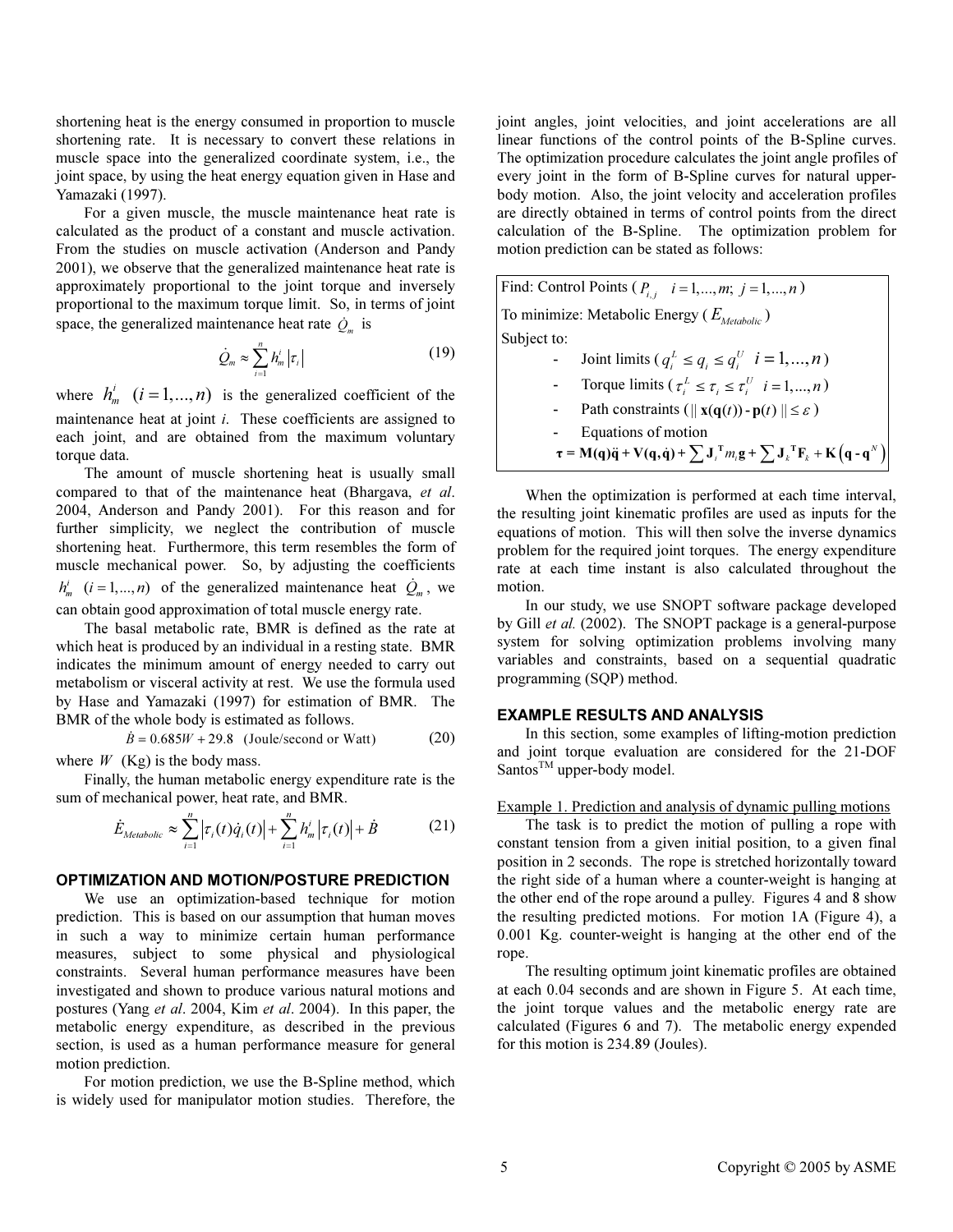shortening heat is the energy consumed in proportion to muscle shortening rate. It is necessary to convert these relations in muscle space into the generalized coordinate system, i.e., the joint space, by using the heat energy equation given in Hase and Yamazaki (1997).

For a given muscle, the muscle maintenance heat rate is calculated as the product of a constant and muscle activation. From the studies on muscle activation (Anderson and Pandy 2001), we observe that the generalized maintenance heat rate is approximately proportional to the joint torque and inversely proportional to the maximum torque limit. So, in terms of joint space, the generalized maintenance heat rate $\dot{Q}_m$ is

$$\dot{Q}_m \approx \sum_{i=1}^{n} h_m^i |\tau_i| \tag{19}$$

where $h_m^i \quad (i = 1, ..., n)$ is the generalized coefficient of the maintenance heat at joint *i*. These coefficients are assigned to each joint, and are obtained from the maximum voluntary torque data.

The amount of muscle shortening heat is usually small compared to that of the maintenance heat (Bhargava, *et al*. 2004, Anderson and Pandy 2001). For this reason and for further simplicity, we neglect the contribution of muscle shortening heat. Furthermore, this term resembles the form of muscle mechanical power. So, by adjusting the coefficients $h_m^i \quad (i = 1, ..., n)$ of the generalized maintenance heat $\dot{Q}_m$, we can obtain good approximation of total muscle energy rate.

The basal metabolic rate, BMR is defined as the rate at which heat is produced by an individual in a resting state. BMR indicates the minimum amount of energy needed to carry out metabolism or visceral activity at rest. We use the formula used by Hase and Yamazaki (1997) for estimation of BMR. The BMR of the whole body is estimated as follows.

$$\dot{B} = 0.685W + 29.8 \quad \text{(Joule/second or Watt)} \tag{20}$$

where $W$ (Kg) is the body mass.

Finally, the human metabolic energy expenditure rate is the sum of mechanical power, heat rate, and BMR.

$$\dot{E}_{Metabolic} \approx \sum_{i=1}^{n} |\tau_i(t)\dot{q}_i(t)| + \sum_{i=1}^{n} h_m^i |\tau_i(t)| + \dot{B} \tag{21}$$

## OPTIMIZATION AND MOTION/POSTURE PREDICTION

We use an optimization-based technique for motion prediction. This is based on our assumption that human moves in such a way to minimize certain human performance measures, subject to some physical and physiological constraints. Several human performance measures have been investigated and shown to produce various natural motions and postures (Yang *et al*. 2004, Kim *et al*. 2004). In this paper, the metabolic energy expenditure, as described in the previous section, is used as a human performance measure for general motion prediction.

For motion prediction, we use the B-Spline method, which is widely used for manipulator motion studies. Therefore, the joint angles, joint velocities, and joint accelerations are all linear functions of the control points of the B-Spline curves. The optimization procedure calculates the joint angle profiles of every joint in the form of B-Spline curves for natural upper-body motion. Also, the joint velocity and acceleration profiles are directly obtained in terms of control points from the direct calculation of the B-Spline. The optimization problem for motion prediction can be stated as follows:

Find: Control Points ( $P_{i,j} \quad i = 1, ..., m; \; j = 1, ..., n$ )

To minimize: Metabolic Energy ( $E_{Metabolic}$ )

Subject to:

- Joint limits ( $q_i^L \le q_i \le q_i^U \quad i = 1, ..., n$ )
- Torque limits ( $\tau_i^L \le \tau_i \le \tau_i^U \quad i = 1, ..., n$ )
- Path constraints ( $\| \mathbf{x}(\mathbf{q}(t)) - \mathbf{p}(t) \| \le \varepsilon$ )
- Equations of motion
  $\boldsymbol{\tau} = \mathbf{M}(\mathbf{q})\ddot{\mathbf{q}} + \mathbf{V}(\mathbf{q}, \dot{\mathbf{q}}) + \sum \mathbf{J}_i^{\mathbf{T}} m_i \mathbf{g} + \sum \mathbf{J}_k^{\mathbf{T}} \mathbf{F}_k + \mathbf{K}\left(\mathbf{q} - \mathbf{q}^N\right)$

When the optimization is performed at each time interval, the resulting joint kinematic profiles are used as inputs for the equations of motion. This will then solve the inverse dynamics problem for the required joint torques. The energy expenditure rate at each time instant is also calculated throughout the motion.

In our study, we use SNOPT software package developed by Gill *et al.* (2002). The SNOPT package is a general-purpose system for solving optimization problems involving many variables and constraints, based on a sequential quadratic programming (SQP) method.

## EXAMPLE RESULTS AND ANALYSIS

In this section, some examples of lifting-motion prediction and joint torque evaluation are considered for the 21-DOF Santos[TM] upper-body model.

<u>Example 1. Prediction and analysis of dynamic pulling motions</u>

The task is to predict the motion of pulling a rope with constant tension from a given initial position, to a given final position in 2 seconds. The rope is stretched horizontally toward the right side of a human where a counter-weight is hanging at the other end of the rope around a pulley. Figures 4 and 8 show the resulting predicted motions. For motion 1A (Figure 4), a 0.001 Kg. counter-weight is hanging at the other end of the rope.

The resulting optimum joint kinematic profiles are obtained at each 0.04 seconds and are shown in Figure 5. At each time, the joint torque values and the metabolic energy rate are calculated (Figures 6 and 7). The metabolic energy expended for this motion is 234.89 (Joules).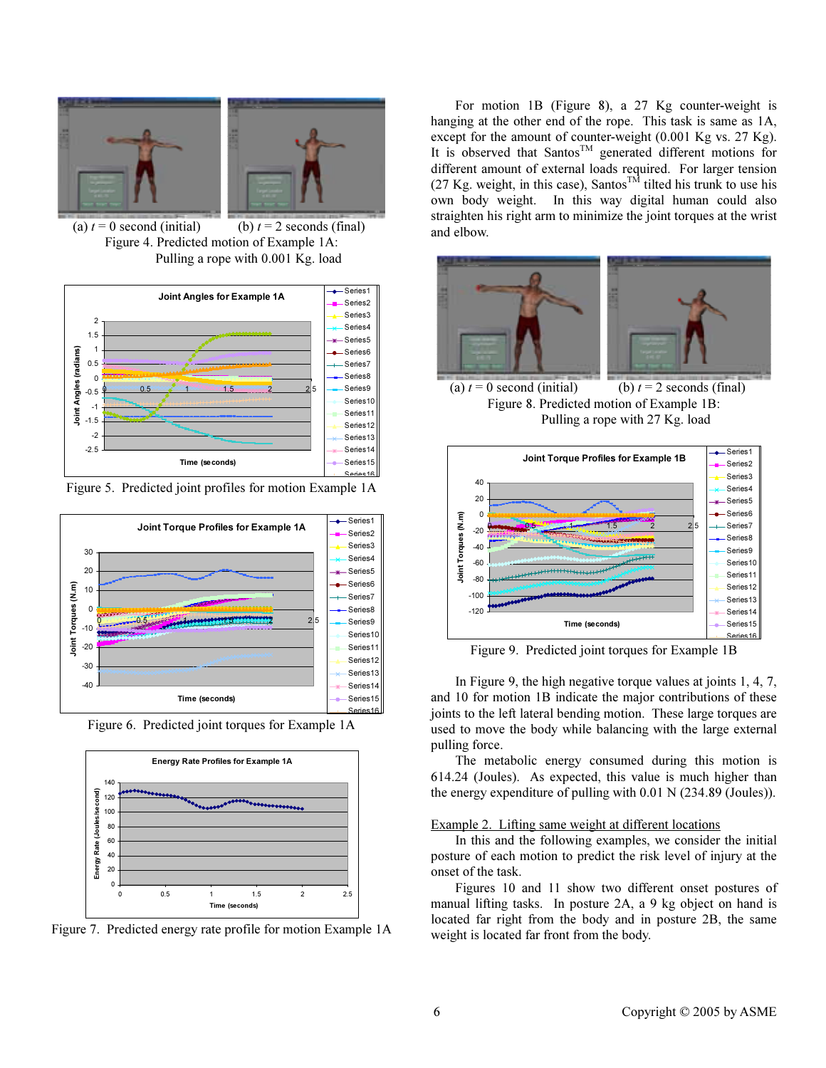(a) $t$ = 0 second (initial) (b) $t$ = 2 seconds (final)

Figure 4. Predicted motion of Example 1A: Pulling a rope with 0.001 Kg. load

Figure 5. Predicted joint profiles for motion Example 1A

Figure 6. Predicted joint torques for Example 1A

Figure 7. Predicted energy rate profile for motion Example 1A

For motion 1B (Figure 8), a 27 Kg counter-weight is hanging at the other end of the rope. This task is same as 1A, except for the amount of counter-weight (0.001 Kg vs. 27 Kg). It is observed that Santos™ generated different motions for different amount of external loads required. For larger tension (27 Kg. weight, in this case), Santos™ tilted his trunk to use his own body weight. In this way digital human could also straighten his right arm to minimize the joint torques at the wrist and elbow.

(a) $t$ = 0 second (initial) (b) $t$ = 2 seconds (final)

Figure 8. Predicted motion of Example 1B: Pulling a rope with 27 Kg. load

Figure 9. Predicted joint torques for Example 1B

In Figure 9, the high negative torque values at joints 1, 4, 7, and 10 for motion 1B indicate the major contributions of these joints to the left lateral bending motion. These large torques are used to move the body while balancing with the large external pulling force.

The metabolic energy consumed during this motion is 614.24 (Joules). As expected, this value is much higher than the energy expenditure of pulling with 0.01 N (234.89 (Joules)).

Example 2. Lifting same weight at different locations

In this and the following examples, we consider the initial posture of each motion to predict the risk level of injury at the onset of the task.

Figures 10 and 11 show two different onset postures of manual lifting tasks. In posture 2A, a 9 kg object on hand is located far right from the body and in posture 2B, the same weight is located far front from the body.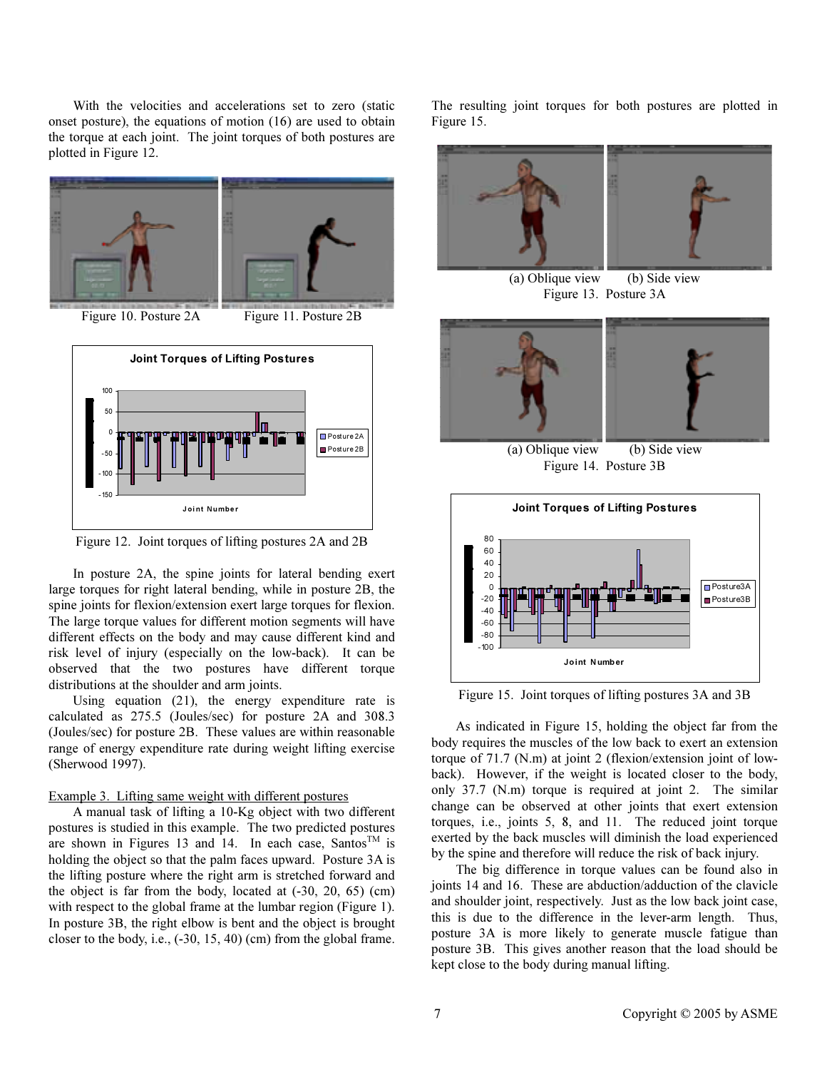With the velocities and accelerations set to zero (static onset posture), the equations of motion (16) are used to obtain the torque at each joint. The joint torques of both postures are plotted in Figure 12.

Figure 10. Posture 2A

Figure 11. Posture 2B

Figure 12. Joint torques of lifting postures 2A and 2B

In posture 2A, the spine joints for lateral bending exert large torques for right lateral bending, while in posture 2B, the spine joints for flexion/extension exert large torques for flexion. The large torque values for different motion segments will have different effects on the body and may cause different kind and risk level of injury (especially on the low-back). It can be observed that the two postures have different torque distributions at the shoulder and arm joints.

Using equation (21), the energy expenditure rate is calculated as 275.5 (Joules/sec) for posture 2A and 308.3 (Joules/sec) for posture 2B. These values are within reasonable range of energy expenditure rate during weight lifting exercise (Sherwood 1997).

Example 3. Lifting same weight with different postures

A manual task of lifting a 10-Kg object with two different postures is studied in this example. The two predicted postures are shown in Figures 13 and 14. In each case, Santos™ is holding the object so that the palm faces upward. Posture 3A is the lifting posture where the right arm is stretched forward and the object is far from the body, located at (-30, 20, 65) (cm) with respect to the global frame at the lumbar region (Figure 1). In posture 3B, the right elbow is bent and the object is brought closer to the body, i.e., (-30, 15, 40) (cm) from the global frame. The resulting joint torques for both postures are plotted in Figure 15.

(a) Oblique view (b) Side view

Figure 13. Posture 3A

(a) Oblique view (b) Side view

Figure 14. Posture 3B

Figure 15. Joint torques of lifting postures 3A and 3B

As indicated in Figure 15, holding the object far from the body requires the muscles of the low back to exert an extension torque of 71.7 (N.m) at joint 2 (flexion/extension joint of low-back). However, if the weight is located closer to the body, only 37.7 (N.m) torque is required at joint 2. The similar change can be observed at other joints that exert extension torques, i.e., joints 5, 8, and 11. The reduced joint torque exerted by the back muscles will diminish the load experienced by the spine and therefore will reduce the risk of back injury.

The big difference in torque values can be found also in joints 14 and 16. These are abduction/adduction of the clavicle and shoulder joint, respectively. Just as the low back joint case, this is due to the difference in the lever-arm length. Thus, posture 3A is more likely to generate muscle fatigue than posture 3B. This gives another reason that the load should be kept close to the body during manual lifting.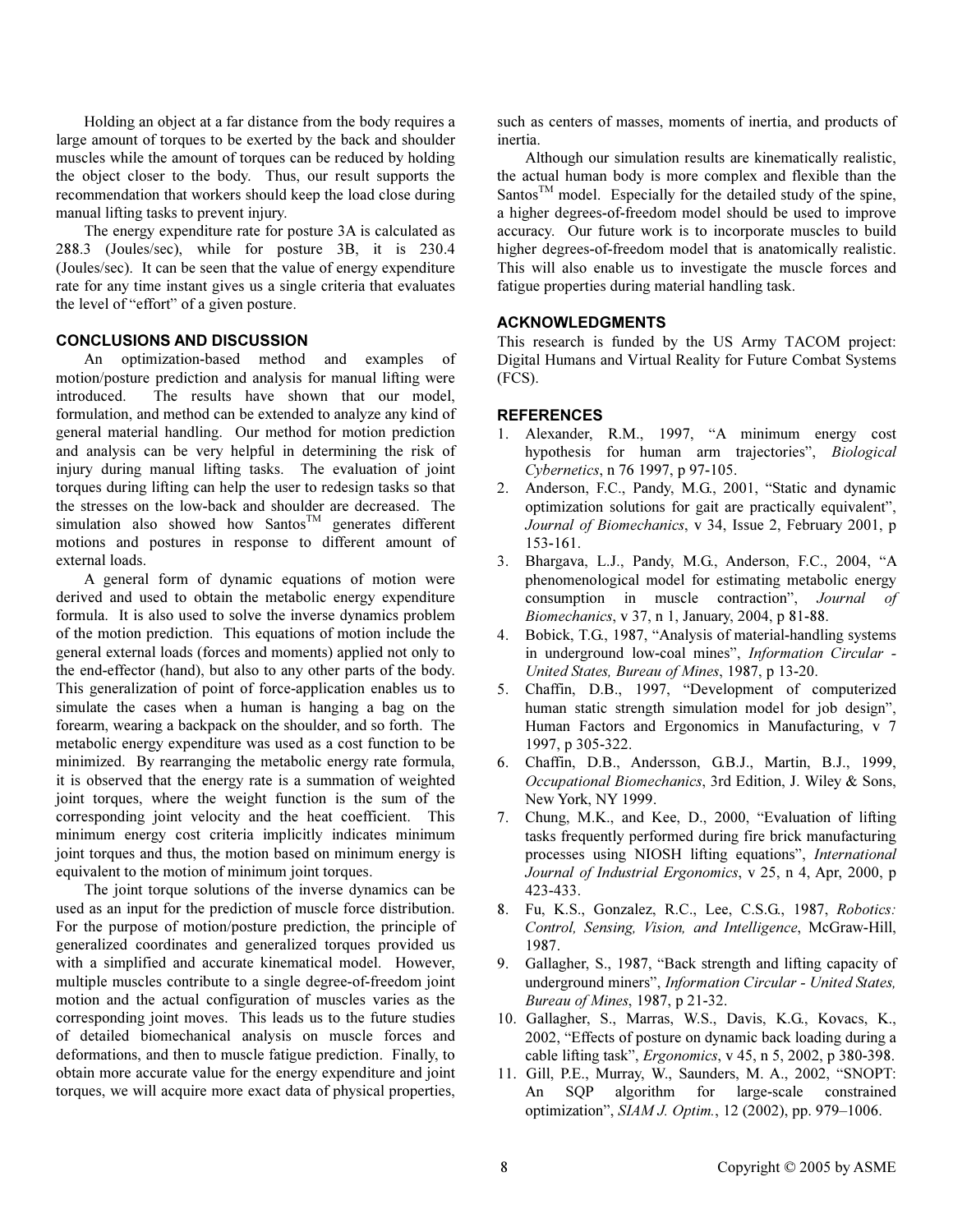Holding an object at a far distance from the body requires a large amount of torques to be exerted by the back and shoulder muscles while the amount of torques can be reduced by holding the object closer to the body. Thus, our result supports the recommendation that workers should keep the load close during manual lifting tasks to prevent injury.

The energy expenditure rate for posture 3A is calculated as 288.3 (Joules/sec), while for posture 3B, it is 230.4 (Joules/sec). It can be seen that the value of energy expenditure rate for any time instant gives us a single criteria that evaluates the level of "effort" of a given posture.

## CONCLUSIONS AND DISCUSSION

An optimization-based method and examples of motion/posture prediction and analysis for manual lifting were introduced. The results have shown that our model, formulation, and method can be extended to analyze any kind of general material handling. Our method for motion prediction and analysis can be very helpful in determining the risk of injury during manual lifting tasks. The evaluation of joint torques during lifting can help the user to redesign tasks so that the stresses on the low-back and shoulder are decreased. The simulation also showed how Santos[TM] generates different motions and postures in response to different amount of external loads.

A general form of dynamic equations of motion were derived and used to obtain the metabolic energy expenditure formula. It is also used to solve the inverse dynamics problem of the motion prediction. This equations of motion include the general external loads (forces and moments) applied not only to the end-effector (hand), but also to any other parts of the body. This generalization of point of force-application enables us to simulate the cases when a human is hanging a bag on the forearm, wearing a backpack on the shoulder, and so forth. The metabolic energy expenditure was used as a cost function to be minimized. By rearranging the metabolic energy rate formula, it is observed that the energy rate is a summation of weighted joint torques, where the weight function is the sum of the corresponding joint velocity criteria and the heat coefficient. This minimum energy cost criteria implicitly indicates minimum joint torques and thus, the motion based on minimum energy is equivalent to the motion of minimum joint torques.

The joint torque solutions of the inverse dynamics can be used as an input for the prediction of muscle force distribution. For the purpose of motion/posture prediction, the principle of generalized coordinates and generalized torques provided us with a simplified and accurate kinematical model. However, multiple muscles contribute to a single degree-of-freedom joint motion and the actual configuration of muscles varies as the corresponding joint moves. This leads us to the future studies of detailed biomechanical analysis on muscle forces and deformations, and then to muscle fatigue prediction. Finally, to obtain more accurate value for the energy expenditure and joint torques, we will acquire more exact data of physical properties, such as centers of masses, moments of inertia, and products of inertia.

Although our simulation results are kinematically realistic, the actual human body is more complex and flexible than the Santos[TM] model. Especially for the detailed study of the spine, a higher degrees-of-freedom model should be used to improve accuracy. Our future work is to incorporate muscles to build higher degrees-of-freedom model that is anatomically realistic. This will also enable us to investigate the muscle forces and fatigue properties during material handling task.

## ACKNOWLEDGMENTS

This research is funded by the US Army TACOM project: Digital Humans and Virtual Reality for Future Combat Systems (FCS).

## REFERENCES

1. Alexander, R.M., 1997, "A minimum energy cost hypothesis for human arm trajectories", *Biological Cybernetics*, n 76 1997, p 97-105.
2. Anderson, F.C., Pandy, M.G., 2001, "Static and dynamic optimization solutions for gait are practically equivalent", *Journal of Biomechanics*, v 34, Issue 2, February 2001, p 153-161.
3. Bhargava, L.J., Pandy, M.G., Anderson, F.C., 2004, "A phenomenological model for estimating metabolic energy consumption in muscle contraction", *Journal of Biomechanics*, v 37, n 1, January, 2004, p 81-88.
4. Bobick, T.G., 1987, "Analysis of material-handling systems in underground low-coal mines", *Information Circular - United States, Bureau of Mines*, 1987, p 13-20.
5. Chaffin, D.B., 1997, "Development of computerized human static strength simulation model for job design", Human Factors and Ergonomics in Manufacturing, v 7 1997, p 305-322.
6. Chaffin, D.B., Andersson, G.B.J., Martin, B.J., 1999, *Occupational Biomechanics*, 3rd Edition, J. Wiley & Sons, New York, NY 1999.
7. Chung, M.K., and Kee, D., 2000, "Evaluation of lifting tasks frequently performed during fire brick manufacturing processes using NIOSH lifting equations", *International Journal of Industrial Ergonomics*, v 25, n 4, Apr, 2000, p 423-433.
8. Fu, K.S., Gonzalez, R.C., Lee, C.S.G., 1987, *Robotics: Control, Sensing, Vision, and Intelligence*, McGraw-Hill, 1987.
9. Gallagher, S., 1987, "Back strength and lifting capacity of underground miners", *Information Circular - United States, Bureau of Mines*, 1987, p 21-32.
10. Gallagher, S., Marras, W.S., Davis, K.G., Kovacs, K., 2002, "Effects of posture on dynamic back loading during a cable lifting task", *Ergonomics*, v 45, n 5, 2002, p 380-398.
11. Gill, P.E., Murray, W., Saunders, M. A., 2002, "SNOPT: An SQP algorithm for large-scale constrained optimization", *SIAM J. Optim.*, 12 (2002), pp. 979–1006.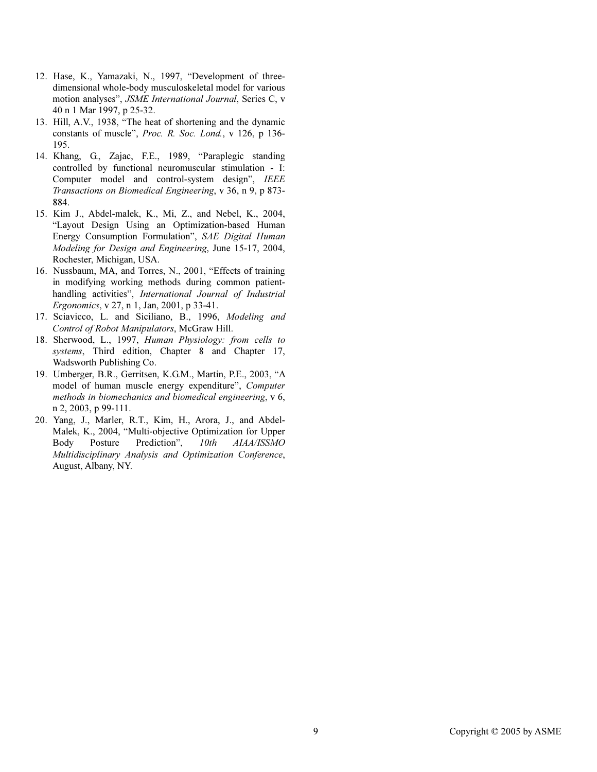12. Hase, K., Yamazaki, N., 1997, "Development of three-dimensional whole-body musculoskeletal model for various motion analyses", *JSME International Journal*, Series C, v 40 n 1 Mar 1997, p 25-32.
13. Hill, A.V., 1938, "The heat of shortening and the dynamic constants of muscle", *Proc. R. Soc. Lond.*, v 126, p 136-195.
14. Khang, G., Zajac, F.E., 1989, "Paraplegic standing controlled by functional neuromuscular stimulation - I: Computer model and control-system design", *IEEE Transactions on Biomedical Engineering*, v 36, n 9, p 873-884.
15. Kim J., Abdel-malek, K., Mi, Z., and Nebel, K., 2004, "Layout Design Using an Optimization-based Human Energy Consumption Formulation", *SAE Digital Human Modeling for Design and Engineering*, June 15-17, 2004, Rochester, Michigan, USA.
16. Nussbaum, MA, and Torres, N., 2001, "Effects of training in modifying working methods during common patient-handling activities", *International Journal of Industrial Ergonomics*, v 27, n 1, Jan, 2001, p 33-41.
17. Sciavicco, L. and Siciliano, B., 1996, *Modeling and Control of Robot Manipulators*, McGraw Hill.
18. Sherwood, L., 1997, *Human Physiology: from cells to systems*, Third edition, Chapter 8 and Chapter 17, Wadsworth Publishing Co.
19. Umberger, B.R., Gerritsen, K.G.M., Martin, P.E., 2003, "A model of human muscle energy expenditure", *Computer methods in biomechanics and biomedical engineering*, v 6, n 2, 2003, p 99-111.
20. Yang, J., Marler, R.T., Kim, H., Arora, J., and Abdel-Malek, K., 2004, "Multi-objective Optimization for Upper Body Posture Prediction", *10th AIAA/ISSMO Multidisciplinary Analysis and Optimization Conference*, August, Albany, NY.